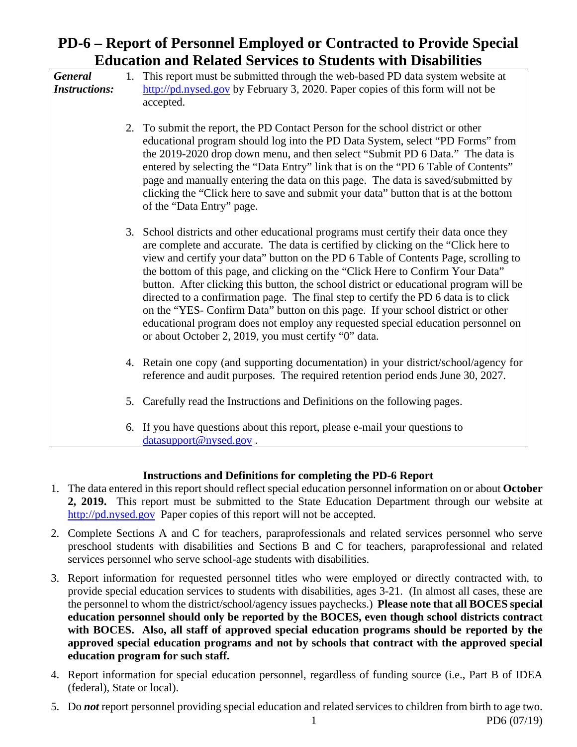# PD-6 – Report of Personnel Employed or Contracted to Provide Special Education and Related Services to Students with Disabilities

| *General Instructions:* | |
|---|---|
| | 1. This report must be submitted through the web-based PD data system website at http://pd.nysed.gov by February 3, 2020. Paper copies of this form will not be accepted. |
| | 2. To submit the report, the PD Contact Person for the school district or other educational program should log into the PD Data System, select "PD Forms" from the 2019-2020 drop down menu, and then select "Submit PD 6 Data." The data is entered by selecting the "Data Entry" link that is on the "PD 6 Table of Contents" page and manually entering the data on this page. The data is saved/submitted by clicking the "Click here to save and submit your data" button that is at the bottom of the "Data Entry" page. |
| | 3. School districts and other educational programs must certify their data once they are complete and accurate. The data is certified by clicking on the "Click here to view and certify your data" button on the PD 6 Table of Contents Page, scrolling to the bottom of this page, and clicking on the "Click Here to Confirm Your Data" button. After clicking this button, the school district or educational program will be directed to a confirmation page. The final step to certify the PD 6 data is to click on the "YES- Confirm Data" button on this page. If your school district or other educational program does not employ any requested special education personnel on or about October 2, 2019, you must certify "0" data. |
| | 4. Retain one copy (and supporting documentation) in your district/school/agency for reference and audit purposes. The required retention period ends June 30, 2027. |
| | 5. Carefully read the Instructions and Definitions on the following pages. |
| | 6. If you have questions about this report, please e-mail your questions to datasupport@nysed.gov . |

**Instructions and Definitions for completing the PD-6 Report**

1. The data entered in this report should reflect special education personnel information on or about **October 2, 2019.** This report must be submitted to the State Education Department through our website at http://pd.nysed.gov Paper copies of this report will not be accepted.
2. Complete Sections A and C for teachers, paraprofessionals and related services personnel who serve preschool students with disabilities and Sections B and C for teachers, paraprofessional and related services personnel who serve school-age students with disabilities.
3. Report information for requested personnel titles who were employed or directly contracted with, to provide special education services to students with disabilities, ages 3-21. (In almost all cases, these are the personnel to whom the district/school/agency issues paychecks.) **Please note that all BOCES special education personnel should only be reported by the BOCES, even though school districts contract with BOCES. Also, all staff of approved special education programs should be reported by the approved special education programs and not by schools that contract with the approved special education program for such staff.**
4. Report information for special education personnel, regardless of funding source (i.e., Part B of IDEA (federal), State or local).
5. Do ***not*** report personnel providing special education and related services to children from birth to age two.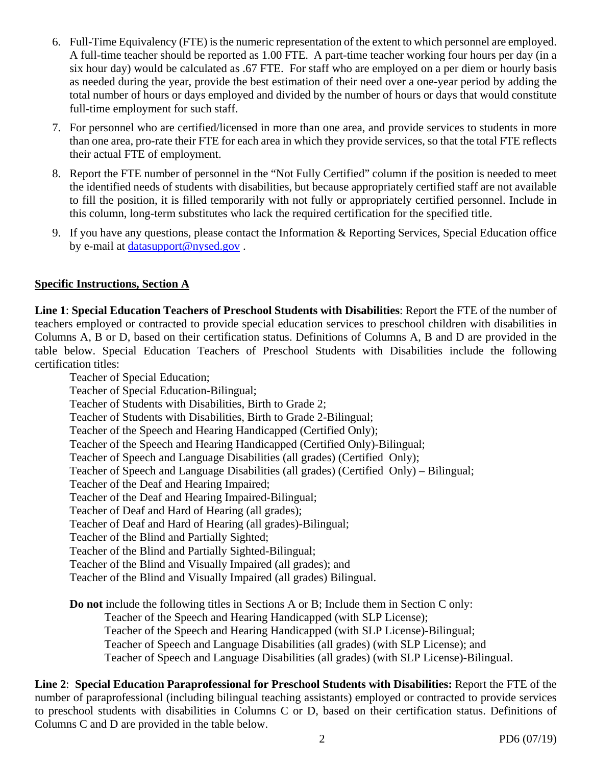6. Full-Time Equivalency (FTE) is the numeric representation of the extent to which personnel are employed. A full-time teacher should be reported as 1.00 FTE. A part-time teacher working four hours per day (in a six hour day) would be calculated as .67 FTE. For staff who are employed on a per diem or hourly basis as needed during the year, provide the best estimation of their need over a one-year period by adding the total number of hours or days employed and divided by the number of hours or days that would constitute full-time employment for such staff.

7. For personnel who are certified/licensed in more than one area, and provide services to students in more than one area, pro-rate their FTE for each area in which they provide services, so that the total FTE reflects their actual FTE of employment.

8. Report the FTE number of personnel in the "Not Fully Certified" column if the position is needed to meet the identified needs of students with disabilities, but because appropriately certified staff are not available to fill the position, it is filled temporarily with not fully or appropriately certified personnel. Include in this column, long-term substitutes who lack the required certification for the specified title.

9. If you have any questions, please contact the Information & Reporting Services, Special Education office by e-mail at datasupport@nysed.gov .

**Specific Instructions, Section A**

**Line 1**: **Special Education Teachers of Preschool Students with Disabilities**: Report the FTE of the number of teachers employed or contracted to provide special education services to preschool children with disabilities in Columns A, B or D, based on their certification status. Definitions of Columns A, B and D are provided in the table below. Special Education Teachers of Preschool Students with Disabilities include the following certification titles:

Teacher of Special Education;
Teacher of Special Education-Bilingual;
Teacher of Students with Disabilities, Birth to Grade 2;
Teacher of Students with Disabilities, Birth to Grade 2-Bilingual;
Teacher of the Speech and Hearing Handicapped (Certified Only);
Teacher of the Speech and Hearing Handicapped (Certified Only)-Bilingual;
Teacher of Speech and Language Disabilities (all grades) (Certified Only);
Teacher of Speech and Language Disabilities (all grades) (Certified Only) – Bilingual;
Teacher of the Deaf and Hearing Impaired;
Teacher of the Deaf and Hearing Impaired-Bilingual;
Teacher of Deaf and Hard of Hearing (all grades);
Teacher of Deaf and Hard of Hearing (all grades)-Bilingual;
Teacher of the Blind and Partially Sighted;
Teacher of the Blind and Partially Sighted-Bilingual;
Teacher of the Blind and Visually Impaired (all grades); and
Teacher of the Blind and Visually Impaired (all grades) Bilingual.

**Do not** include the following titles in Sections A or B; Include them in Section C only:
Teacher of the Speech and Hearing Handicapped (with SLP License);
Teacher of the Speech and Hearing Handicapped (with SLP License)-Bilingual;
Teacher of Speech and Language Disabilities (all grades) (with SLP License); and
Teacher of Speech and Language Disabilities (all grades) (with SLP License)-Bilingual.

**Line 2**: **Special Education Paraprofessional for Preschool Students with Disabilities:** Report the FTE of the number of paraprofessional (including bilingual teaching assistants) employed or contracted to provide services to preschool students with disabilities in Columns C or D, based on their certification status. Definitions of Columns C and D are provided in the table below.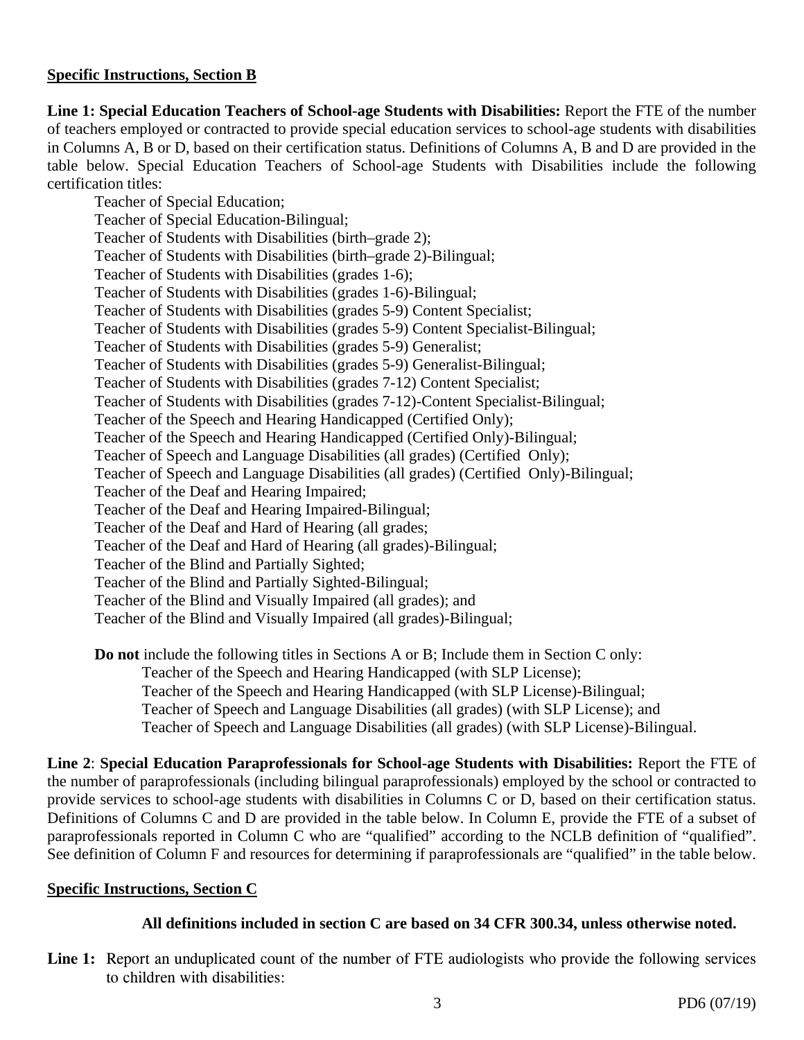**Specific Instructions, Section B**

**Line 1: Special Education Teachers of School-age Students with Disabilities:** Report the FTE of the number of teachers employed or contracted to provide special education services to school-age students with disabilities in Columns A, B or D, based on their certification status. Definitions of Columns A, B and D are provided in the table below. Special Education Teachers of School-age Students with Disabilities include the following certification titles:

Teacher of Special Education;
Teacher of Special Education-Bilingual;
Teacher of Students with Disabilities (birth–grade 2);
Teacher of Students with Disabilities (birth–grade 2)-Bilingual;
Teacher of Students with Disabilities (grades 1-6);
Teacher of Students with Disabilities (grades 1-6)-Bilingual;
Teacher of Students with Disabilities (grades 5-9) Content Specialist;
Teacher of Students with Disabilities (grades 5-9) Content Specialist-Bilingual;
Teacher of Students with Disabilities (grades 5-9) Generalist;
Teacher of Students with Disabilities (grades 5-9) Generalist-Bilingual;
Teacher of Students with Disabilities (grades 7-12) Content Specialist;
Teacher of Students with Disabilities (grades 7-12)-Content Specialist-Bilingual;
Teacher of the Speech and Hearing Handicapped (Certified Only);
Teacher of the Speech and Hearing Handicapped (Certified Only)-Bilingual;
Teacher of Speech and Language Disabilities (all grades) (Certified Only);
Teacher of Speech and Language Disabilities (all grades) (Certified Only)-Bilingual;
Teacher of the Deaf and Hearing Impaired;
Teacher of the Deaf and Hearing Impaired-Bilingual;
Teacher of the Deaf and Hard of Hearing (all grades;
Teacher of the Deaf and Hard of Hearing (all grades)-Bilingual;
Teacher of the Blind and Partially Sighted;
Teacher of the Blind and Partially Sighted-Bilingual;
Teacher of the Blind and Visually Impaired (all grades); and
Teacher of the Blind and Visually Impaired (all grades)-Bilingual;

**Do not** include the following titles in Sections A or B; Include them in Section C only:

Teacher of the Speech and Hearing Handicapped (with SLP License);
Teacher of the Speech and Hearing Handicapped (with SLP License)-Bilingual;
Teacher of Speech and Language Disabilities (all grades) (with SLP License); and
Teacher of Speech and Language Disabilities (all grades) (with SLP License)-Bilingual.

**Line 2**: **Special Education Paraprofessionals for School-age Students with Disabilities:** Report the FTE of the number of paraprofessionals (including bilingual paraprofessionals) employed by the school or contracted to provide services to school-age students with disabilities in Columns C or D, based on their certification status. Definitions of Columns C and D are provided in the table below. In Column E, provide the FTE of a subset of paraprofessionals reported in Column C who are "qualified" according to the NCLB definition of "qualified". See definition of Column F and resources for determining if paraprofessionals are "qualified" in the table below.

**Specific Instructions, Section C**

**All definitions included in section C are based on 34 CFR 300.34, unless otherwise noted.**

**Line 1:** Report an unduplicated count of the number of FTE audiologists who provide the following services to children with disabilities: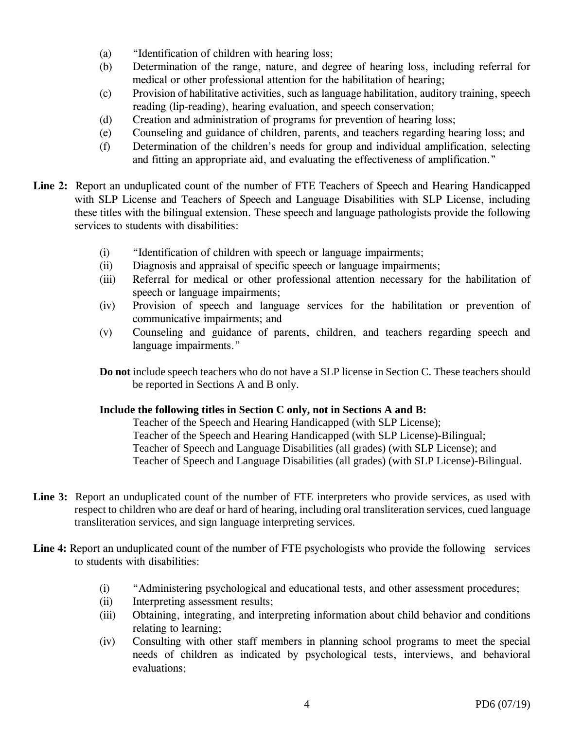(a) "Identification of children with hearing loss;

(b) Determination of the range, nature, and degree of hearing loss, including referral for medical or other professional attention for the habilitation of hearing;

(c) Provision of habilitative activities, such as language habilitation, auditory training, speech reading (lip-reading), hearing evaluation, and speech conservation;

(d) Creation and administration of programs for prevention of hearing loss;

(e) Counseling and guidance of children, parents, and teachers regarding hearing loss; and

(f) Determination of the children's needs for group and individual amplification, selecting and fitting an appropriate aid, and evaluating the effectiveness of amplification."

**Line 2:** Report an unduplicated count of the number of FTE Teachers of Speech and Hearing Handicapped with SLP License and Teachers of Speech and Language Disabilities with SLP License, including these titles with the bilingual extension. These speech and language pathologists provide the following services to students with disabilities:

(i) "Identification of children with speech or language impairments;

(ii) Diagnosis and appraisal of specific speech or language impairments;

(iii) Referral for medical or other professional attention necessary for the habilitation of speech or language impairments;

(iv) Provision of speech and language services for the habilitation or prevention of communicative impairments; and

(v) Counseling and guidance of parents, children, and teachers regarding speech and language impairments."

**Do not** include speech teachers who do not have a SLP license in Section C. These teachers should be reported in Sections A and B only.

**Include the following titles in Section C only, not in Sections A and B:**

Teacher of the Speech and Hearing Handicapped (with SLP License);
Teacher of the Speech and Hearing Handicapped (with SLP License)-Bilingual;
Teacher of Speech and Language Disabilities (all grades) (with SLP License); and
Teacher of Speech and Language Disabilities (all grades) (with SLP License)-Bilingual.

**Line 3:** Report an unduplicated count of the number of FTE interpreters who provide services, as used with respect to children who are deaf or hard of hearing, including oral transliteration services, cued language transliteration services, and sign language interpreting services.

**Line 4:** Report an unduplicated count of the number of FTE psychologists who provide the following services to students with disabilities:

(i) "Administering psychological and educational tests, and other assessment procedures;

(ii) Interpreting assessment results;

(iii) Obtaining, integrating, and interpreting information about child behavior and conditions relating to learning;

(iv) Consulting with other staff members in planning school programs to meet the special needs of children as indicated by psychological tests, interviews, and behavioral evaluations;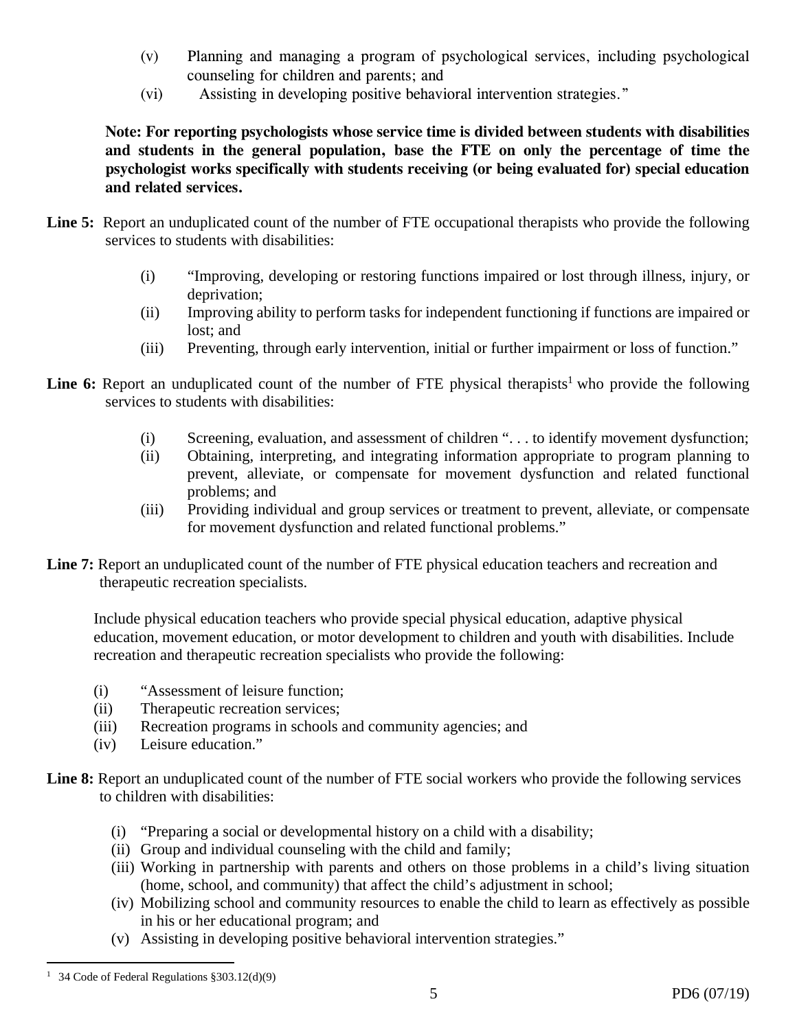(v) Planning and managing a program of psychological services, including psychological counseling for children and parents; and

(vi) Assisting in developing positive behavioral intervention strategies."

**Note: For reporting psychologists whose service time is divided between students with disabilities and students in the general population, base the FTE on only the percentage of time the psychologist works specifically with students receiving (or being evaluated for) special education and related services.**

**Line 5:** Report an unduplicated count of the number of FTE occupational therapists who provide the following services to students with disabilities:

(i) "Improving, developing or restoring functions impaired or lost through illness, injury, or deprivation;

(ii) Improving ability to perform tasks for independent functioning if functions are impaired or lost; and

(iii) Preventing, through early intervention, initial or further impairment or loss of function."

**Line 6:** Report an unduplicated count of the number of FTE physical therapists[1] who provide the following services to students with disabilities:

(i) Screening, evaluation, and assessment of children ". . . to identify movement dysfunction;

(ii) Obtaining, interpreting, and integrating information appropriate to program planning to prevent, alleviate, or compensate for movement dysfunction and related functional problems; and

(iii) Providing individual and group services or treatment to prevent, alleviate, or compensate for movement dysfunction and related functional problems."

**Line 7:** Report an unduplicated count of the number of FTE physical education teachers and recreation and therapeutic recreation specialists.

Include physical education teachers who provide special physical education, adaptive physical education, movement education, or motor development to children and youth with disabilities. Include recreation and therapeutic recreation specialists who provide the following:

(i) "Assessment of leisure function;

(ii) Therapeutic recreation services;

(iii) Recreation programs in schools and community agencies; and

(iv) Leisure education."

**Line 8:** Report an unduplicated count of the number of FTE social workers who provide the following services to children with disabilities:

(i) "Preparing a social or developmental history on a child with a disability;

(ii) Group and individual counseling with the child and family;

(iii) Working in partnership with parents and others on those problems in a child's living situation (home, school, and community) that affect the child's adjustment in school;

(iv) Mobilizing school and community resources to enable the child to learn as effectively as possible in his or her educational program; and

(v) Assisting in developing positive behavioral intervention strategies."

---

[1] 34 Code of Federal Regulations §303.12(d)(9)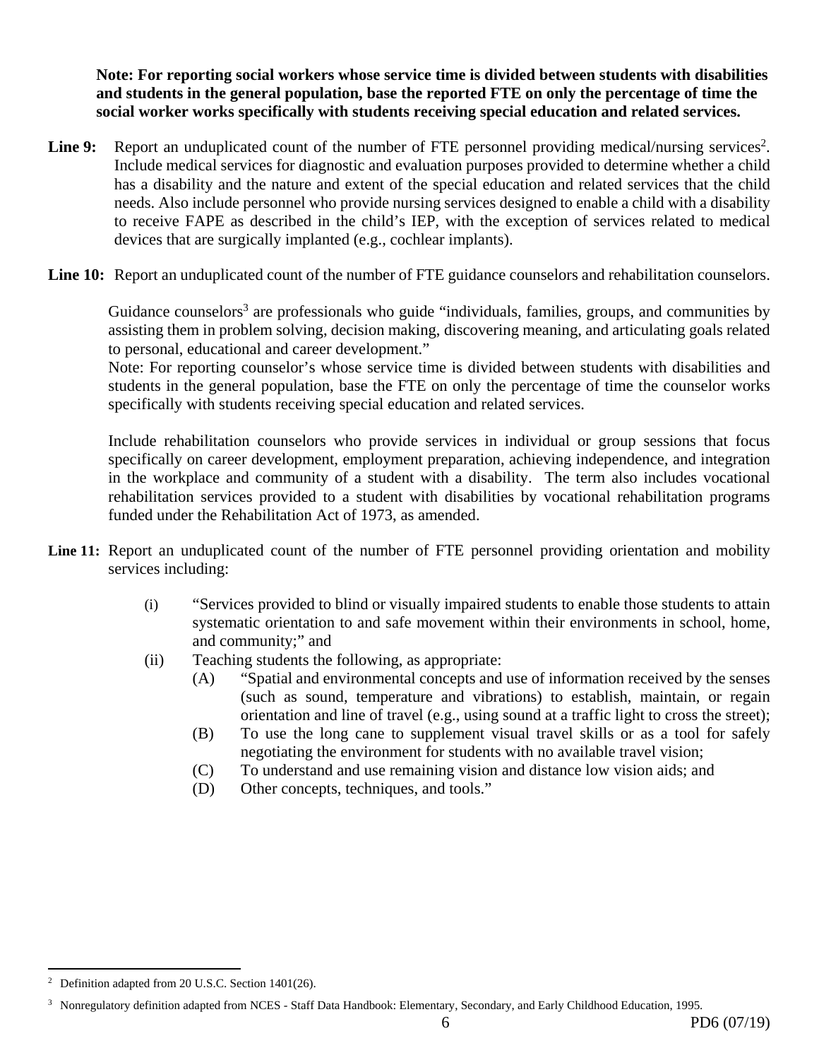**Note: For reporting social workers whose service time is divided between students with disabilities and students in the general population, base the reported FTE on only the percentage of time the social worker works specifically with students receiving special education and related services.**

**Line 9:** Report an unduplicated count of the number of FTE personnel providing medical/nursing services[2]. Include medical services for diagnostic and evaluation purposes provided to determine whether a child has a disability and the nature and extent of the special education and related services that the child needs. Also include personnel who provide nursing services designed to enable a child with a disability to receive FAPE as described in the child's IEP, with the exception of services related to medical devices that are surgically implanted (e.g., cochlear implants).

**Line 10:** Report an unduplicated count of the number of FTE guidance counselors and rehabilitation counselors.

Guidance counselors[3] are professionals who guide "individuals, families, groups, and communities by assisting them in problem solving, decision making, discovering meaning, and articulating goals related to personal, educational and career development."
Note: For reporting counselor's whose service time is divided between students with disabilities and students in the general population, base the FTE on only the percentage of time the counselor works specifically with students receiving special education and related services.

Include rehabilitation counselors who provide services in individual or group sessions that focus specifically on career development, employment preparation, achieving independence, and integration in the workplace and community of a student with a disability. The term also includes vocational rehabilitation services provided to a student with disabilities by vocational rehabilitation programs funded under the Rehabilitation Act of 1973, as amended.

**Line 11:** Report an unduplicated count of the number of FTE personnel providing orientation and mobility services including:

- (i) "Services provided to blind or visually impaired students to enable those students to attain systematic orientation to and safe movement within their environments in school, home, and community;" and
- (ii) Teaching students the following, as appropriate:
  - (A) "Spatial and environmental concepts and use of information received by the senses (such as sound, temperature and vibrations) to establish, maintain, or regain orientation and line of travel (e.g., using sound at a traffic light to cross the street);
  - (B) To use the long cane to supplement visual travel skills or as a tool for safely negotiating the environment for students with no available travel vision;
  - (C) To understand and use remaining vision and distance low vision aids; and
  - (D) Other concepts, techniques, and tools."

---

[2] Definition adapted from 20 U.S.C. Section 1401(26).

[3] Nonregulatory definition adapted from NCES - Staff Data Handbook: Elementary, Secondary, and Early Childhood Education, 1995.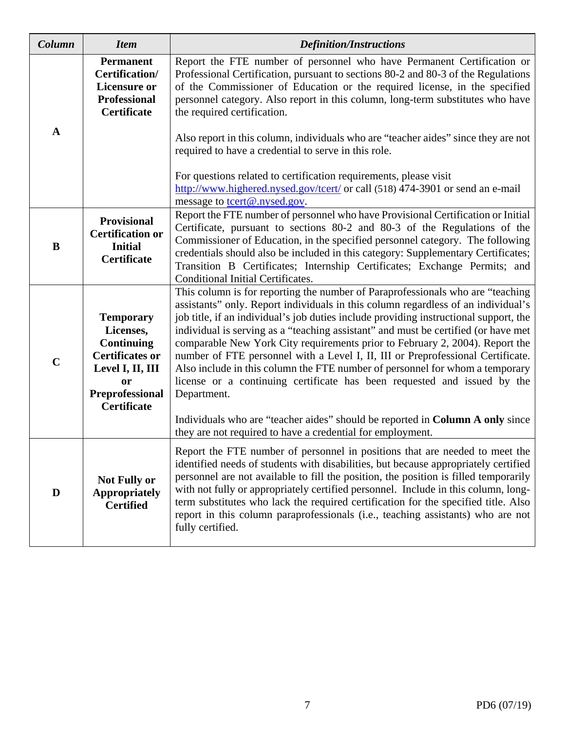| *Column* | *Item* | *Definition/Instructions* |
|---|---|---|
| **A** | **Permanent Certification/ Licensure or Professional Certificate** | Report the FTE number of personnel who have Permanent Certification or Professional Certification, pursuant to sections 80-2 and 80-3 of the Regulations of the Commissioner of Education or the required license, in the specified personnel category. Also report in this column, long-term substitutes who have the required certification.<br><br>Also report in this column, individuals who are "teacher aides" since they are not required to have a credential to serve in this role.<br><br>For questions related to certification requirements, please visit http://www.highered.nysed.gov/tcert/ or call (518) 474-3901 or send an e-mail message to tcert@.nysed.gov. |
| **B** | **Provisional Certification or Initial Certificate** | Report the FTE number of personnel who have Provisional Certification or Initial Certificate, pursuant to sections 80-2 and 80-3 of the Regulations of the Commissioner of Education, in the specified personnel category. The following credentials should also be included in this category: Supplementary Certificates; Transition B Certificates; Internship Certificates; Exchange Permits; and Conditional Initial Certificates. |
| **C** | **Temporary Licenses, Continuing Certificates or Level I, II, III or Preprofessional Certificate** | This column is for reporting the number of Paraprofessionals who are "teaching assistants" only. Report individuals in this column regardless of an individual's job title, if an individual's job duties include providing instructional support, the individual is serving as a "teaching assistant" and must be certified (or have met comparable New York City requirements prior to February 2, 2004). Report the number of FTE personnel with a Level I, II, III or Preprofessional Certificate. Also include in this column the FTE number of personnel for whom a temporary license or a continuing certificate has been requested and issued by the Department.<br><br>Individuals who are "teacher aides" should be reported in **Column A only** since they are not required to have a credential for employment. |
| **D** | **Not Fully or Appropriately Certified** | Report the FTE number of personnel in positions that are needed to meet the identified needs of students with disabilities, but because appropriately certified personnel are not available to fill the position, the position is filled temporarily with not fully or appropriately certified personnel. Include in this column, long-term substitutes who lack the required certification for the specified title. Also report in this column paraprofessionals (i.e., teaching assistants) who are not fully certified. |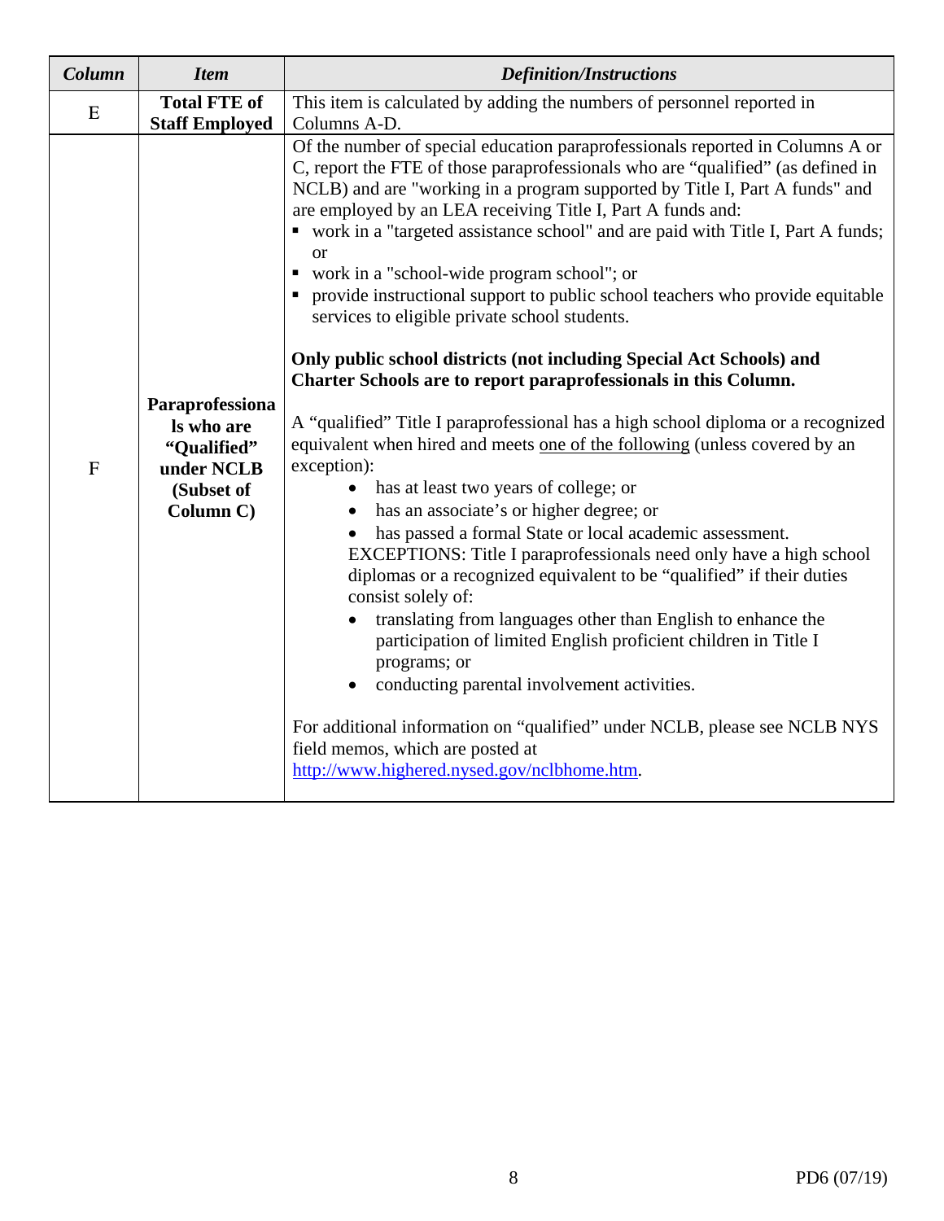| *Column* | *Item* | *Definition/Instructions* |
|---|---|---|
| E | **Total FTE of Staff Employed** | This item is calculated by adding the numbers of personnel reported in Columns A-D. |
| F | **Paraprofessionals who are "Qualified" under NCLB (Subset of Column C)** | Of the number of special education paraprofessionals reported in Columns A or C, report the FTE of those paraprofessionals who are "qualified" (as defined in NCLB) and are "working in a program supported by Title I, Part A funds" and are employed by an LEA receiving Title I, Part A funds and:<br>▪ work in a "targeted assistance school" and are paid with Title I, Part A funds; or<br>▪ work in a "school-wide program school"; or<br>▪ provide instructional support to public school teachers who provide equitable services to eligible private school students.<br><br>**Only public school districts (not including Special Act Schools) and Charter Schools are to report paraprofessionals in this Column.**<br><br>A "qualified" Title I paraprofessional has a high school diploma or a recognized equivalent when hired and meets one of the following (unless covered by an exception):<br>• has at least two years of college; or<br>• has an associate's or higher degree; or<br>• has passed a formal State or local academic assessment.<br>EXCEPTIONS: Title I paraprofessionals need only have a high school diplomas or a recognized equivalent to be "qualified" if their duties consist solely of:<br>• translating from languages other than English to enhance the participation of limited English proficient children in Title I programs; or<br>• conducting parental involvement activities.<br><br>For additional information on "qualified" under NCLB, please see NCLB NYS field memos, which are posted at http://www.highered.nysed.gov/nclbhome.htm. |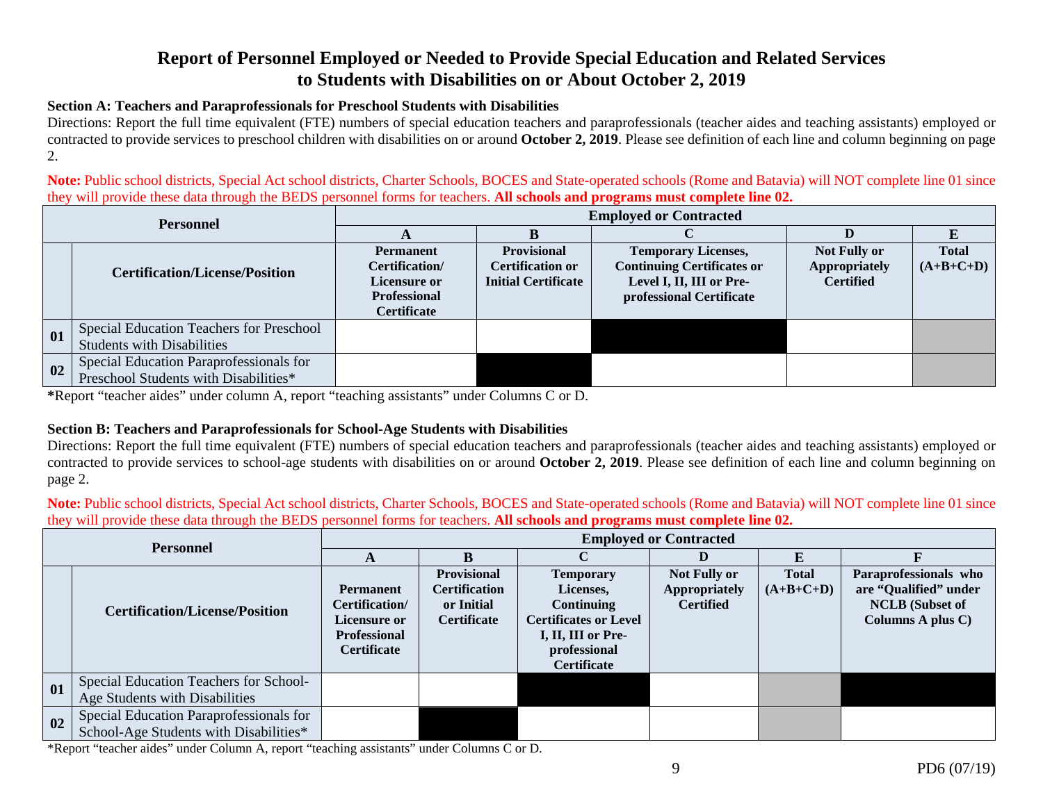# Report of Personnel Employed or Needed to Provide Special Education and Related Services to Students with Disabilities on or About October 2, 2019

**Section A: Teachers and Paraprofessionals for Preschool Students with Disabilities**

Directions: Report the full time equivalent (FTE) numbers of special education teachers and paraprofessionals (teacher aides and teaching assistants) employed or contracted to provide services to preschool children with disabilities on or around **October 2, 2019**. Please see definition of each line and column beginning on page 2.

**Note:** Public school districts, Special Act school districts, Charter Schools, BOCES and State-operated schools (Rome and Batavia) will NOT complete line 01 since they will provide these data through the BEDS personnel forms for teachers. **All schools and programs must complete line 02.**

| Personnel | | Employed or Contracted | | | | |
|---|---|---|---|---|---|---|
| | | **A** | **B** | **C** | **D** | **E** |
| | **Certification/License/Position** | **Permanent Certification/ Licensure or Professional Certificate** | **Provisional Certification or Initial Certificate** | **Temporary Licenses, Continuing Certificates or Level I, II, III or Pre-professional Certificate** | **Not Fully or Appropriately Certified** | **Total (A+B+C+D)** |
| **01** | Special Education Teachers for Preschool Students with Disabilities | | | | | |
| **02** | Special Education Paraprofessionals for Preschool Students with Disabilities* | | | | | |

**\***Report "teacher aides" under column A, report "teaching assistants" under Columns C or D.

**Section B: Teachers and Paraprofessionals for School-Age Students with Disabilities**

Directions: Report the full time equivalent (FTE) numbers of special education teachers and paraprofessionals (teacher aides and teaching assistants) employed or contracted to provide services to school-age students with disabilities on or around **October 2, 2019**. Please see definition of each line and column beginning on page 2.

**Note:** Public school districts, Special Act school districts, Charter Schools, BOCES and State-operated schools (Rome and Batavia) will NOT complete line 01 since they will provide these data through the BEDS personnel forms for teachers. **All schools and programs must complete line 02.**

| Personnel | | Employed or Contracted | | | | | |
|---|---|---|---|---|---|---|---|
| | | **A** | **B** | **C** | **D** | **E** | **F** |
| | **Certification/License/Position** | **Permanent Certification/ Licensure or Professional Certificate** | **Provisional Certification or Initial Certificate** | **Temporary Licenses, Continuing Certificates or Level I, II, III or Pre-professional Certificate** | **Not Fully or Appropriately Certified** | **Total (A+B+C+D)** | **Paraprofessionals who are "Qualified" under NCLB (Subset of Columns A plus C)** |
| **01** | Special Education Teachers for School-Age Students with Disabilities | | | | | | |
| **02** | Special Education Paraprofessionals for School-Age Students with Disabilities* | | | | | | |

*Report "teacher aides" under Column A, report "teaching assistants" under Columns C or D.

PD6 (07/19)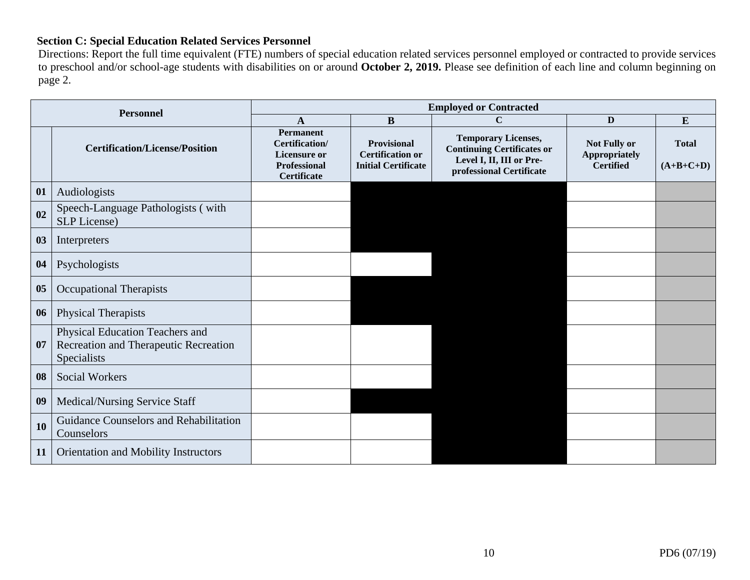**Section C: Special Education Related Services Personnel**

Directions: Report the full time equivalent (FTE) numbers of special education related services personnel employed or contracted to provide services to preschool and/or school-age students with disabilities on or around **October 2, 2019.** Please see definition of each line and column beginning on page 2.

| Personnel | | Employed or Contracted | | | | |
|---|---|---|---|---|---|---|
| | | A | B | C | D | E |
| | Certification/License/Position | Permanent Certification/ Licensure or Professional Certificate | Provisional Certification or Initial Certificate | Temporary Licenses, Continuing Certificates or Level I, II, III or Pre-professional Certificate | Not Fully or Appropriately Certified | Total (A+B+C+D) |
| 01 | Audiologists | | | | | |
| 02 | Speech-Language Pathologists ( with SLP License) | | | | | |
| 03 | Interpreters | | | | | |
| 04 | Psychologists | | | | | |
| 05 | Occupational Therapists | | | | | |
| 06 | Physical Therapists | | | | | |
| 07 | Physical Education Teachers and Recreation and Therapeutic Recreation Specialists | | | | | |
| 08 | Social Workers | | | | | |
| 09 | Medical/Nursing Service Staff | | | | | |
| 10 | Guidance Counselors and Rehabilitation Counselors | | | | | |
| 11 | Orientation and Mobility Instructors | | | | | |

PD6 (07/19)